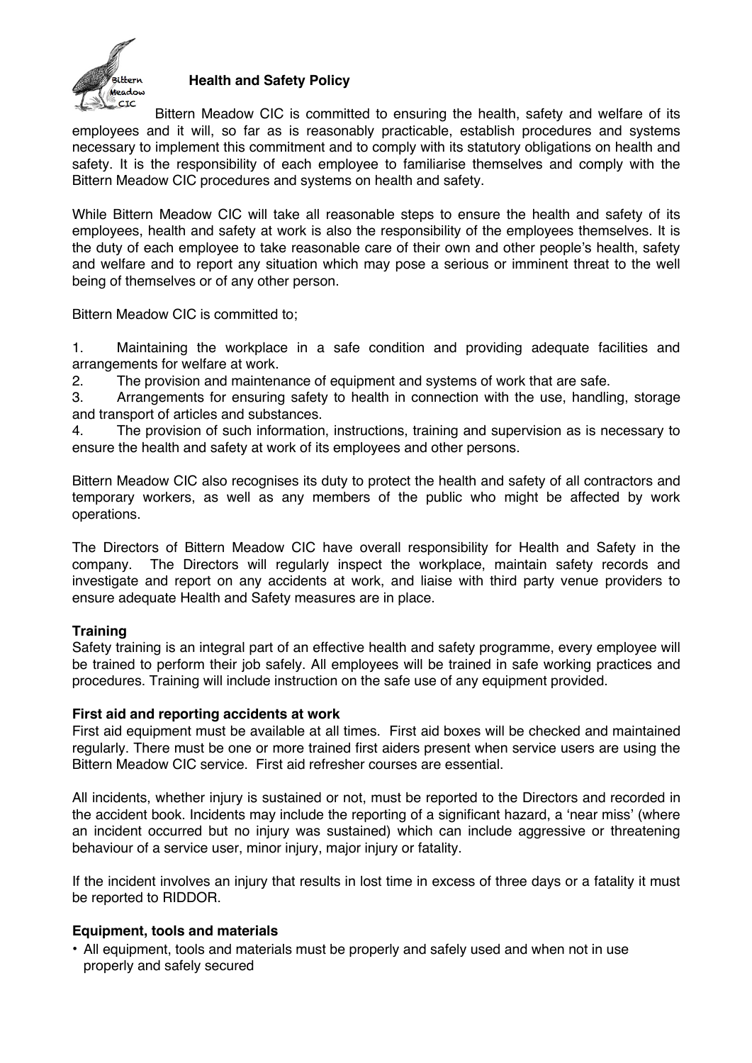# Health and Safety Policy

Bittern Meadow CIC is committed to ensuring the health, safety and welfare of its employees and it will, so far as is reasonably practicable, establish procedures and systems necessary to implement this commitment and to comply with its statutory obligations on health and safety. It is the responsibility of each employee to familiarise themselves and comply with the Bittern Meadow CIC procedures and systems on health and safety.

While Bittern Meadow CIC will take all reasonable steps to ensure the health and safety of its employees, health and safety at work is also the responsibility of the employees themselves. It is the duty of each employee to take reasonable care of their own and other people's health, safety and welfare and to report any situation which may pose a serious or imminent threat to the well being of themselves or of any other person.

Bittern Meadow CIC is committed to;

1. Maintaining the workplace in a safe condition and providing adequate facilities and arrangements for welfare at work.
2. The provision and maintenance of equipment and systems of work that are safe.
3. Arrangements for ensuring safety to health in connection with the use, handling, storage and transport of articles and substances.
4. The provision of such information, instructions, training and supervision as is necessary to ensure the health and safety at work of its employees and other persons.

Bittern Meadow CIC also recognises its duty to protect the health and safety of all contractors and temporary workers, as well as any members of the public who might be affected by work operations.

The Directors of Bittern Meadow CIC have overall responsibility for Health and Safety in the company. The Directors will regularly inspect the workplace, maintain safety records and investigate and report on any accidents at work, and liaise with third party venue providers to ensure adequate Health and Safety measures are in place.

**Training**

Safety training is an integral part of an effective health and safety programme, every employee will be trained to perform their job safely. All employees will be trained in safe working practices and procedures. Training will include instruction on the safe use of any equipment provided.

**First aid and reporting accidents at work**

First aid equipment must be available at all times. First aid boxes will be checked and maintained regularly. There must be one or more trained first aiders present when service users are using the Bittern Meadow CIC service. First aid refresher courses are essential.

All incidents, whether injury is sustained or not, must be reported to the Directors and recorded in the accident book. Incidents may include the reporting of a significant hazard, a 'near miss' (where an incident occurred but no injury was sustained) which can include aggressive or threatening behaviour of a service user, minor injury, major injury or fatality.

If the incident involves an injury that results in lost time in excess of three days or a fatality it must be reported to RIDDOR.

**Equipment, tools and materials**

- All equipment, tools and materials must be properly and safely used and when not in use properly and safely secured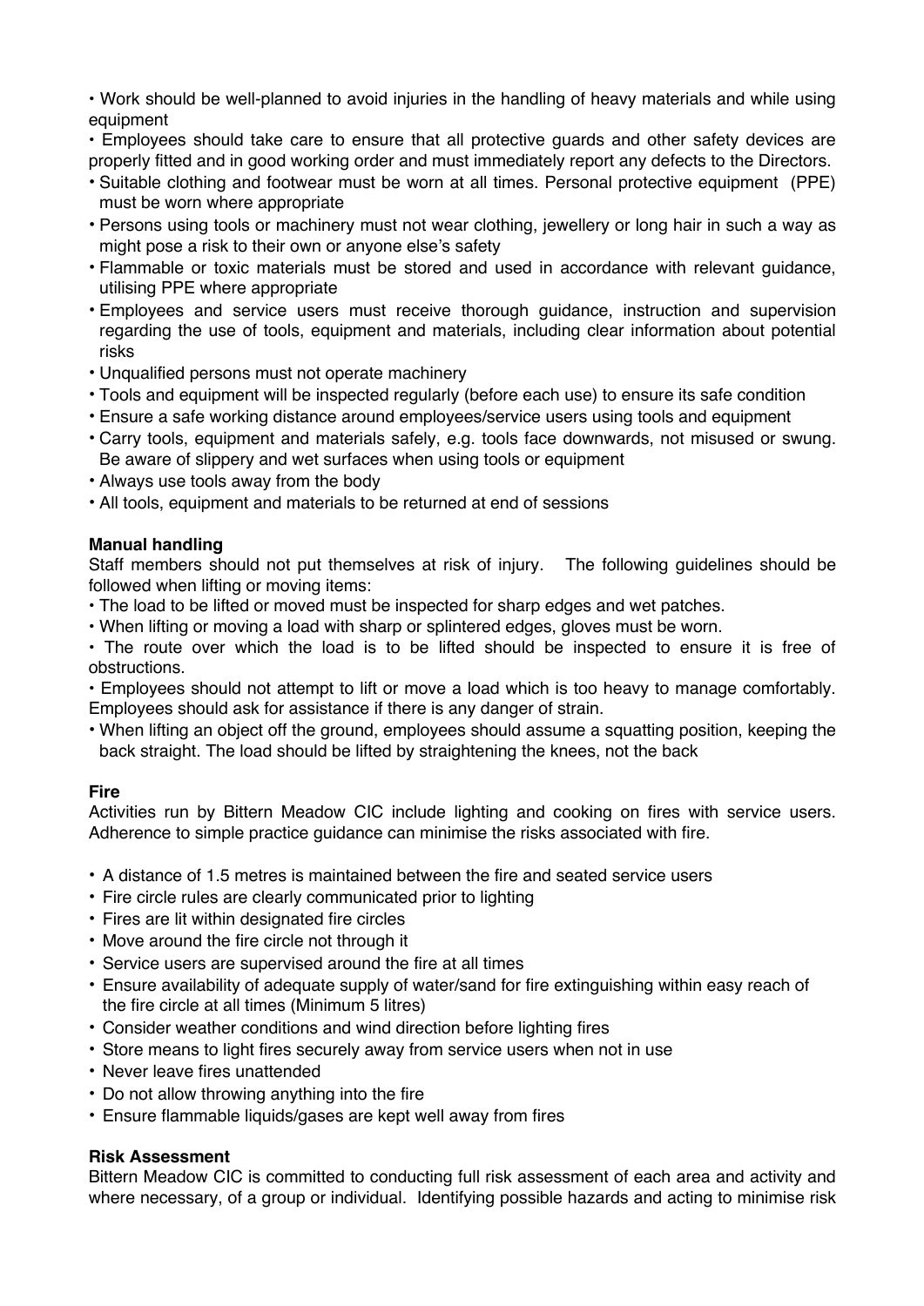- Work should be well-planned to avoid injuries in the handling of heavy materials and while using equipment
- Employees should take care to ensure that all protective guards and other safety devices are properly fitted and in good working order and must immediately report any defects to the Directors.
- Suitable clothing and footwear must be worn at all times. Personal protective equipment (PPE) must be worn where appropriate
- Persons using tools or machinery must not wear clothing, jewellery or long hair in such a way as might pose a risk to their own or anyone else's safety
- Flammable or toxic materials must be stored and used in accordance with relevant guidance, utilising PPE where appropriate
- Employees and service users must receive thorough guidance, instruction and supervision regarding the use of tools, equipment and materials, including clear information about potential risks
- Unqualified persons must not operate machinery
- Tools and equipment will be inspected regularly (before each use) to ensure its safe condition
- Ensure a safe working distance around employees/service users using tools and equipment
- Carry tools, equipment and materials safely, e.g. tools face downwards, not misused or swung. Be aware of slippery and wet surfaces when using tools or equipment
- Always use tools away from the body
- All tools, equipment and materials to be returned at end of sessions

**Manual handling**

Staff members should not put themselves at risk of injury. The following guidelines should be followed when lifting or moving items:

- The load to be lifted or moved must be inspected for sharp edges and wet patches.
- When lifting or moving a load with sharp or splintered edges, gloves must be worn.
- The route over which the load is to be lifted should be inspected to ensure it is free of obstructions.
- Employees should not attempt to lift or move a load which is too heavy to manage comfortably. Employees should ask for assistance if there is any danger of strain.
- When lifting an object off the ground, employees should assume a squatting position, keeping the back straight. The load should be lifted by straightening the knees, not the back

**Fire**

Activities run by Bittern Meadow CIC include lighting and cooking on fires with service users. Adherence to simple practice guidance can minimise the risks associated with fire.

- A distance of 1.5 metres is maintained between the fire and seated service users
- Fire circle rules are clearly communicated prior to lighting
- Fires are lit within designated fire circles
- Move around the fire circle not through it
- Service users are supervised around the fire at all times
- Ensure availability of adequate supply of water/sand for fire extinguishing within easy reach of the fire circle at all times (Minimum 5 litres)
- Consider weather conditions and wind direction before lighting fires
- Store means to light fires securely away from service users when not in use
- Never leave fires unattended
- Do not allow throwing anything into the fire
- Ensure flammable liquids/gases are kept well away from fires

**Risk Assessment**

Bittern Meadow CIC is committed to conducting full risk assessment of each area and activity and where necessary, of a group or individual. Identifying possible hazards and acting to minimise risk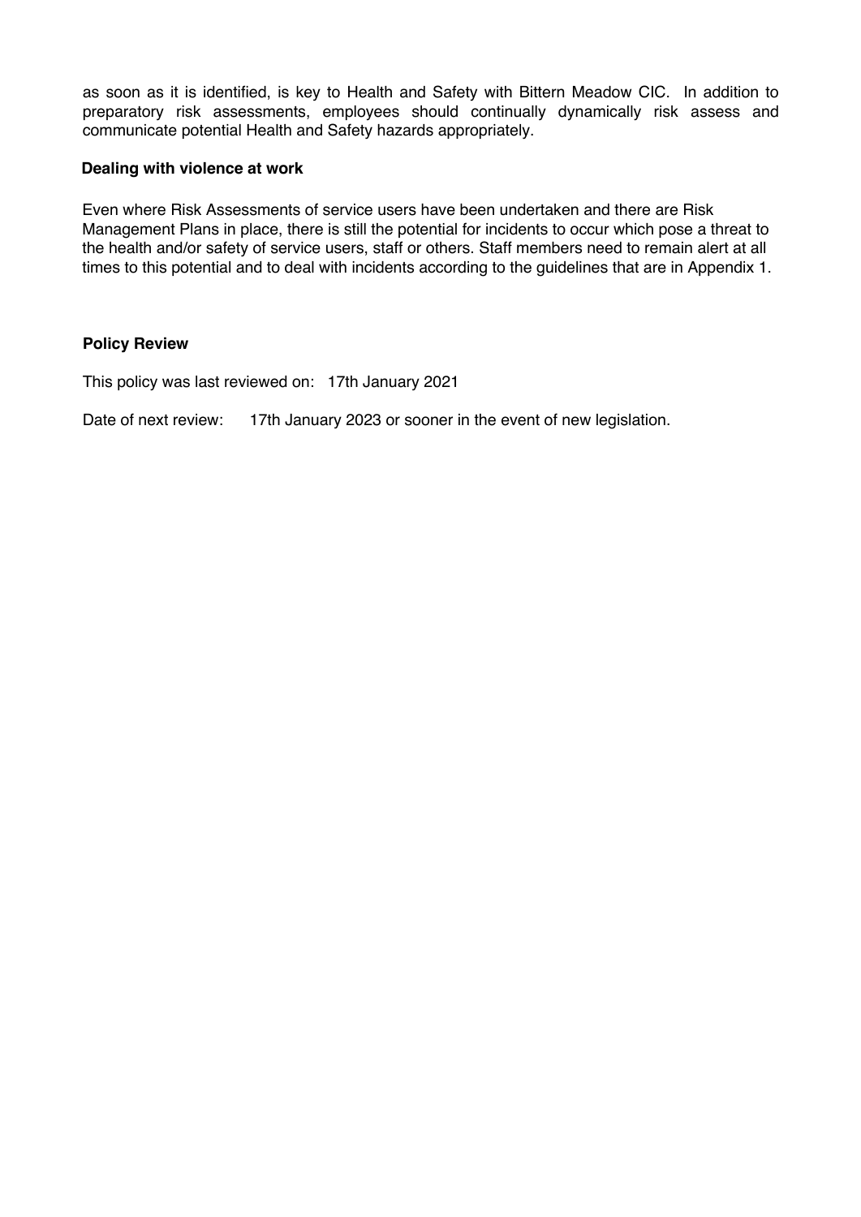as soon as it is identified, is key to Health and Safety with Bittern Meadow CIC. In addition to preparatory risk assessments, employees should continually dynamically risk assess and communicate potential Health and Safety hazards appropriately.

**Dealing with violence at work**

Even where Risk Assessments of service users have been undertaken and there are Risk Management Plans in place, there is still the potential for incidents to occur which pose a threat to the health and/or safety of service users, staff or others. Staff members need to remain alert at all times to this potential and to deal with incidents according to the guidelines that are in Appendix 1.

**Policy Review**

This policy was last reviewed on: 17th January 2021

Date of next review: 17th January 2023 or sooner in the event of new legislation.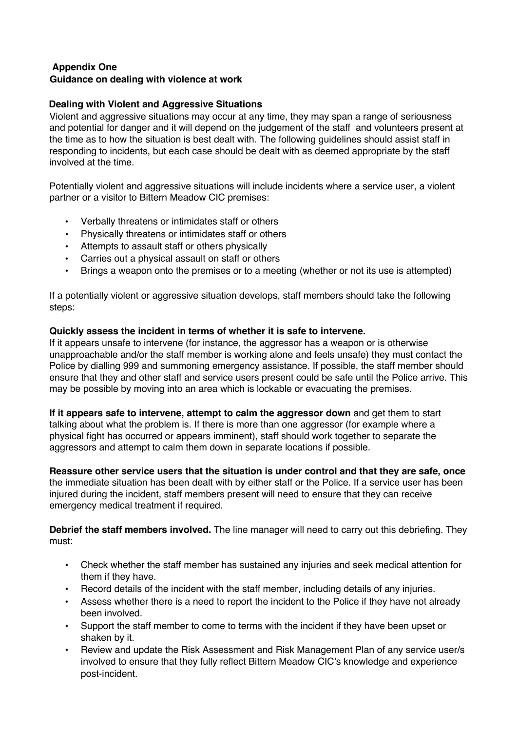**Appendix One**
**Guidance on dealing with violence at work**

**Dealing with Violent and Aggressive Situations**

Violent and aggressive situations may occur at any time, they may span a range of seriousness and potential for danger and it will depend on the judgement of the staff and volunteers present at the time as to how the situation is best dealt with. The following guidelines should assist staff in responding to incidents, but each case should be dealt with as deemed appropriate by the staff involved at the time.

Potentially violent and aggressive situations will include incidents where a service user, a violent partner or a visitor to Bittern Meadow CIC premises:

- Verbally threatens or intimidates staff or others
- Physically threatens or intimidates staff or others
- Attempts to assault staff or others physically
- Carries out a physical assault on staff or others
- Brings a weapon onto the premises or to a meeting (whether or not its use is attempted)

If a potentially violent or aggressive situation develops, staff members should take the following steps:

**Quickly assess the incident in terms of whether it is safe to intervene.**
If it appears unsafe to intervene (for instance, the aggressor has a weapon or is otherwise unapproachable and/or the staff member is working alone and feels unsafe) they must contact the Police by dialling 999 and summoning emergency assistance. If possible, the staff member should ensure that they and other staff and service users present could be safe until the Police arrive. This may be possible by moving into an area which is lockable or evacuating the premises.

**If it appears safe to intervene, attempt to calm the aggressor down** and get them to start talking about what the problem is. If there is more than one aggressor (for example where a physical fight has occurred or appears imminent), staff should work together to separate the aggressors and attempt to calm them down in separate locations if possible.

**Reassure other service users that the situation is under control and that they are safe, once** the immediate situation has been dealt with by either staff or the Police. If a service user has been injured during the incident, staff members present will need to ensure that they can receive emergency medical treatment if required.

**Debrief the staff members involved.** The line manager will need to carry out this debriefing. They must:

- Check whether the staff member has sustained any injuries and seek medical attention for them if they have.
- Record details of the incident with the staff member, including details of any injuries.
- Assess whether there is a need to report the incident to the Police if they have not already been involved.
- Support the staff member to come to terms with the incident if they have been upset or shaken by it.
- Review and update the Risk Assessment and Risk Management Plan of any service user/s involved to ensure that they fully reflect Bittern Meadow CIC's knowledge and experience post-incident.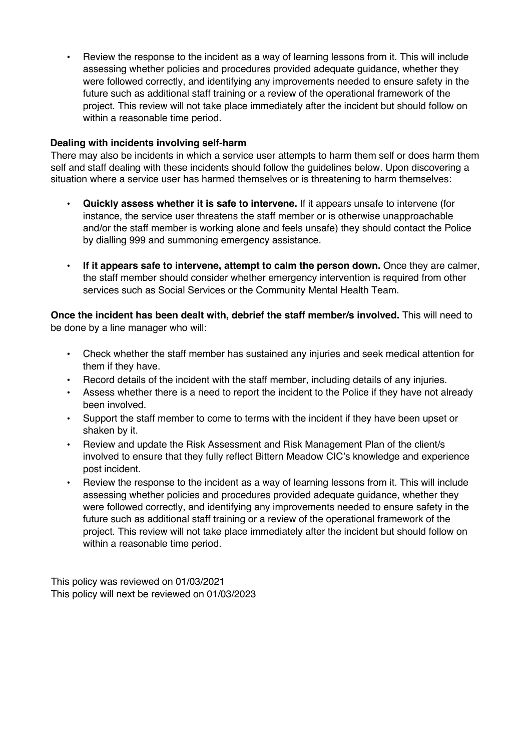- Review the response to the incident as a way of learning lessons from it. This will include assessing whether policies and procedures provided adequate guidance, whether they were followed correctly, and identifying any improvements needed to ensure safety in the future such as additional staff training or a review of the operational framework of the project. This review will not take place immediately after the incident but should follow on within a reasonable time period.

**Dealing with incidents involving self-harm**

There may also be incidents in which a service user attempts to harm them self or does harm them self and staff dealing with these incidents should follow the guidelines below. Upon discovering a situation where a service user has harmed themselves or is threatening to harm themselves:

- **Quickly assess whether it is safe to intervene.** If it appears unsafe to intervene (for instance, the service user threatens the staff member or is otherwise unapproachable and/or the staff member is working alone and feels unsafe) they should contact the Police by dialling 999 and summoning emergency assistance.

- **If it appears safe to intervene, attempt to calm the person down.** Once they are calmer, the staff member should consider whether emergency intervention is required from other services such as Social Services or the Community Mental Health Team.

**Once the incident has been dealt with, debrief the staff member/s involved.** This will need to be done by a line manager who will:

- Check whether the staff member has sustained any injuries and seek medical attention for them if they have.
- Record details of the incident with the staff member, including details of any injuries.
- Assess whether there is a need to report the incident to the Police if they have not already been involved.
- Support the staff member to come to terms with the incident if they have been upset or shaken by it.
- Review and update the Risk Assessment and Risk Management Plan of the client/s involved to ensure that they fully reflect Bittern Meadow CIC's knowledge and experience post incident.
- Review the response to the incident as a way of learning lessons from it. This will include assessing whether policies and procedures provided adequate guidance, whether they were followed correctly, and identifying any improvements needed to ensure safety in the future such as additional staff training or a review of the operational framework of the project. This review will not take place immediately after the incident but should follow on within a reasonable time period.

This policy was reviewed on 01/03/2021
This policy will next be reviewed on 01/03/2023